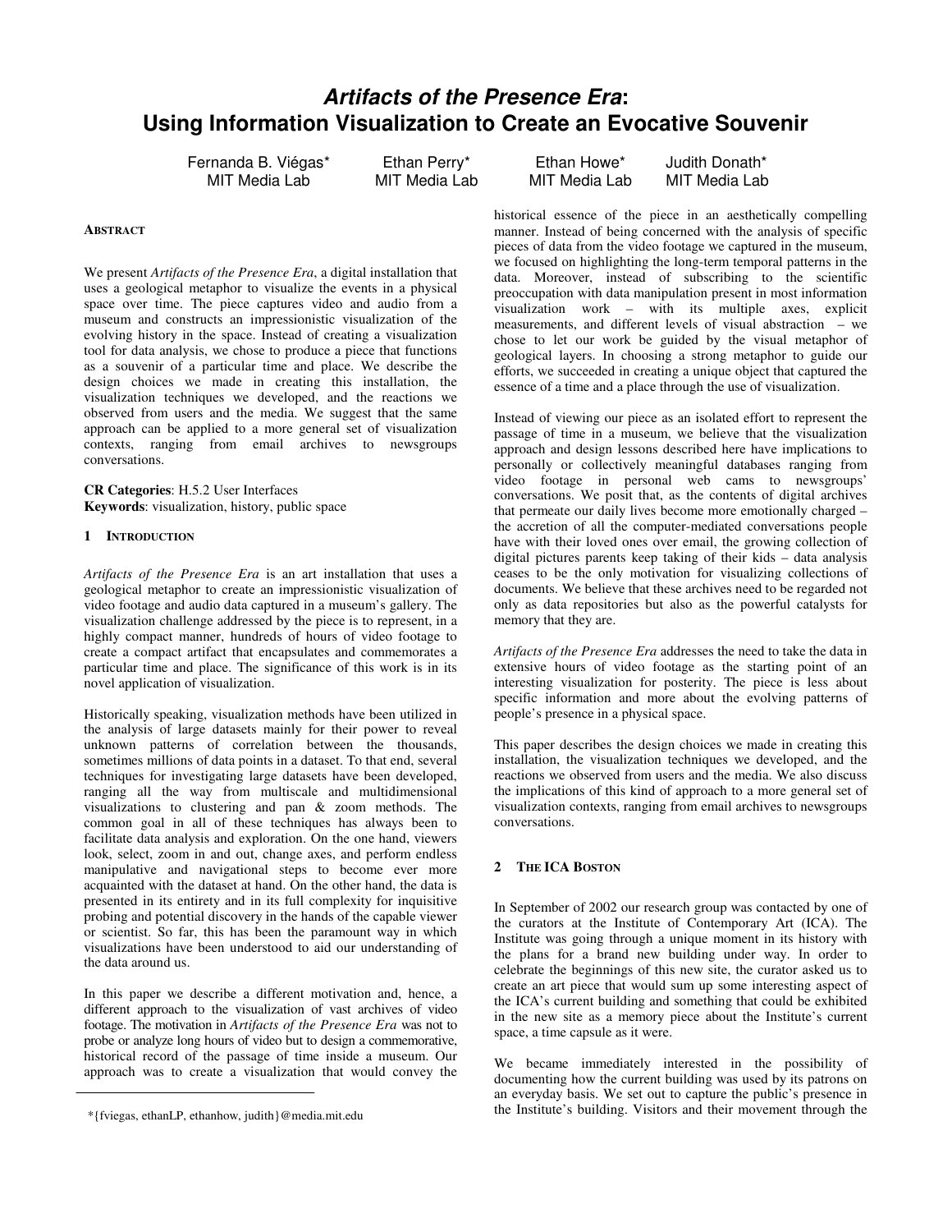# ***Artifacts of the Presence Era*: Using Information Visualization to Create an Evocative Souvenir**

Fernanda B. Viégas* MIT Media Lab

Ethan Perry* MIT Media Lab

Ethan Howe* MIT Media Lab

Judith Donath* MIT Media Lab

## ABSTRACT

We present *Artifacts of the Presence Era*, a digital installation that uses a geological metaphor to visualize the events in a physical space over time. The piece captures video and audio from a museum and constructs an impressionistic visualization of the evolving history in the space. Instead of creating a visualization tool for data analysis, we chose to produce a piece that functions as a souvenir of a particular time and place. We describe the design choices we made in creating this installation, the visualization techniques we developed, and the reactions we observed from users and the media. We suggest that the same approach can be applied to a more general set of visualization contexts, ranging from email archives to newsgroups conversations.

**CR Categories**: H.5.2 User Interfaces
**Keywords**: visualization, history, public space

## 1 INTRODUCTION

*Artifacts of the Presence Era* is an art installation that uses a geological metaphor to create an impressionistic visualization of video footage and audio data captured in a museum's gallery. The visualization challenge addressed by the piece is to represent, in a highly compact manner, hundreds of hours of video footage to create a compact artifact that encapsulates and commemorates a particular time and place. The significance of this work is in its novel application of visualization.

Historically speaking, visualization methods have been utilized in the analysis of large datasets mainly for their power to reveal unknown patterns of correlation between the thousands, sometimes millions of data points in a dataset. To that end, several techniques for investigating large datasets have been developed, ranging all the way from multiscale and multidimensional visualizations to clustering and pan & zoom methods. The common goal in all of these techniques has always been to facilitate data analysis and exploration. On the one hand, viewers look, select, zoom in and out, change axes, and perform endless manipulative and navigational steps to become ever more acquainted with the dataset at hand. On the other hand, the data is presented in its entirety and in its full complexity for inquisitive probing and potential discovery in the hands of the capable viewer or scientist. So far, this has been the paramount way in which visualizations have been understood to aid our understanding of the data around us.

In this paper we describe a different motivation and, hence, a different approach to the visualization of vast archives of video footage. The motivation in *Artifacts of the Presence Era* was not to probe or analyze long hours of video but to design a commemorative, historical record of the passage of time inside a museum. Our approach was to create a visualization that would convey the historical essence of the piece in an aesthetically compelling manner. Instead of being concerned with the analysis of specific pieces of data from the video footage we captured in the museum, we focused on highlighting the long-term temporal patterns in the data. Moreover, instead of subscribing to the scientific preoccupation with data manipulation present in most information visualization work – with its multiple axes, explicit measurements, and different levels of visual abstraction – we chose to let our work be guided by the visual metaphor of geological layers. In choosing a strong metaphor to guide our efforts, we succeeded in creating a unique object that captured the essence of a time and a place through the use of visualization.

Instead of viewing our piece as an isolated effort to represent the passage of time in a museum, we believe that the visualization approach and design lessons described here have implications to personally or collectively meaningful databases ranging from video footage in personal web cams to newsgroups' conversations. We posit that, as the contents of digital archives that permeate our daily lives become more emotionally charged – the accretion of all the computer-mediated conversations people have with their loved ones over email, the growing collection of digital pictures parents keep taking of their kids – data analysis ceases to be the only motivation for visualizing collections of documents. We believe that these archives need to be regarded not only as data repositories but also as the powerful catalysts for memory that they are.

*Artifacts of the Presence Era* addresses the need to take the data in extensive hours of video footage as the starting point of an interesting visualization for posterity. The piece is less about specific information and more about the evolving patterns of people's presence in a physical space.

This paper describes the design choices we made in creating this installation, the visualization techniques we developed, and the reactions we observed from users and the media. We also discuss the implications of this kind of approach to a more general set of visualization contexts, ranging from email archives to newsgroups conversations.

## 2 THE ICA BOSTON

In September of 2002 our research group was contacted by one of the curators at the Institute of Contemporary Art (ICA). The Institute was going through a unique moment in its history with the plans for a brand new building under way. In order to celebrate the beginnings of this new site, the curator asked us to create an art piece that would sum up some interesting aspect of the ICA's current building and something that could be exhibited in the new site as a memory piece about the Institute's current space, a time capsule as it were.

We became immediately interested in the possibility of documenting how the current building was used by its patrons on an everyday basis. We set out to capture the public's presence in the Institute's building. Visitors and their movement through the

*{fviegas, ethanLP, ethanhow, judith}@media.mit.edu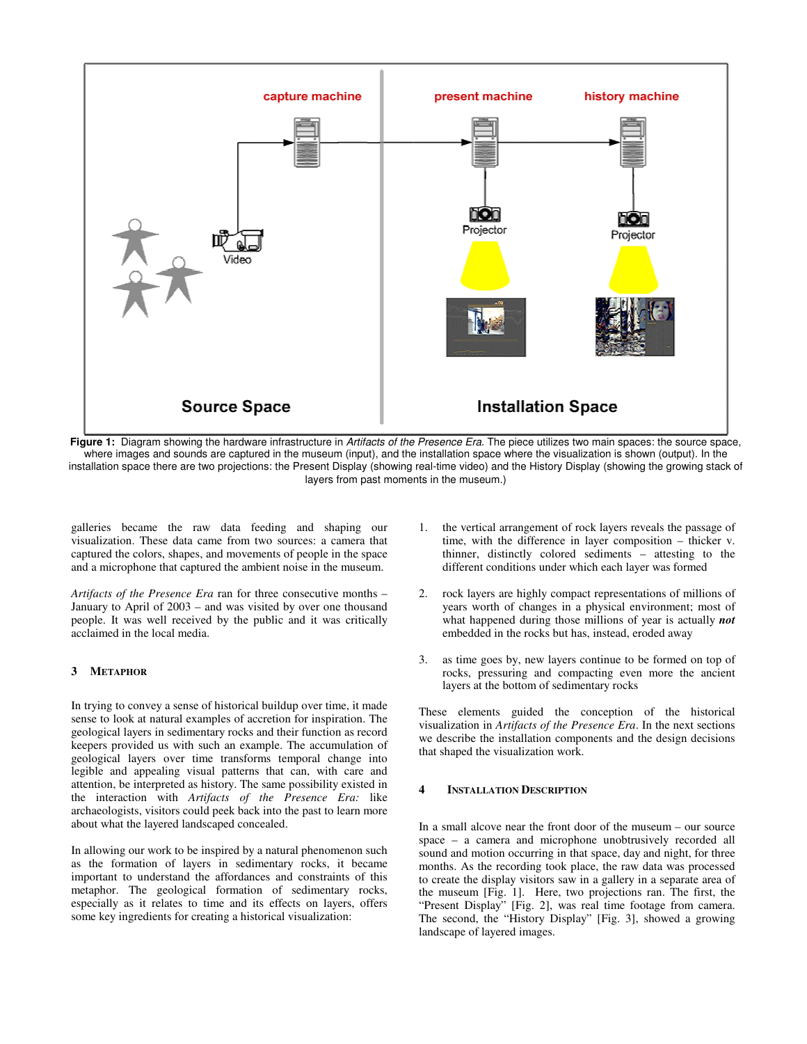capture machine

present machine

history machine

Video

Projector

Projector

Source Space

Installation Space

**Figure 1:** Diagram showing the hardware infrastructure in *Artifacts of the Presence Era*. The piece utilizes two main spaces: the source space, where images and sounds are captured in the museum (input), and the installation space where the visualization is shown (output). In the installation space there are two projections: the Present Display (showing real-time video) and the History Display (showing the growing stack of layers from past moments in the museum.)

galleries became the raw data feeding and shaping our visualization. These data came from two sources: a camera that captured the colors, shapes, and movements of people in the space and a microphone that captured the ambient noise in the museum.

*Artifacts of the Presence Era* ran for three consecutive months – January to April of 2003 – and was visited by over one thousand people. It was well received by the public and it was critically acclaimed in the local media.

## 3 Metaphor

In trying to convey a sense of historical buildup over time, it made sense to look at natural examples of accretion for inspiration. The geological layers in sedimentary rocks and their function as record keepers provided us with such an example. The accumulation of geological layers over time transforms temporal change into legible and appealing visual patterns that can, with care and attention, be interpreted as history. The same possibility existed in the interaction with *Artifacts of the Presence Era:* like archaeologists, visitors could peek back into the past to learn more about what the layered landscaped concealed.

In allowing our work to be inspired by a natural phenomenon such as the formation of layers in sedimentary rocks, it became important to understand the affordances and constraints of this metaphor. The geological formation of sedimentary rocks, especially as it relates to time and its effects on layers, offers some key ingredients for creating a historical visualization:

1. the vertical arrangement of rock layers reveals the passage of time, with the difference in layer composition – thicker v. thinner, distinctly colored sediments – attesting to the different conditions under which each layer was formed
2. rock layers are highly compact representations of millions of years worth of changes in a physical environment; most of what happened during those millions of year is actually ***not*** embedded in the rocks but has, instead, eroded away
3. as time goes by, new layers continue to be formed on top of rocks, pressuring and compacting even more the ancient layers at the bottom of sedimentary rocks

These elements guided the conception of the historical visualization in *Artifacts of the Presence Era*. In the next sections we describe the installation components and the design decisions that shaped the visualization work.

## 4 Installation Description

In a small alcove near the front door of the museum – our source space – a camera and microphone unobtrusively recorded all sound and motion occurring in that space, day and night, for three months. As the recording took place, the raw data was processed to create the display visitors saw in a gallery in a separate area of the museum [Fig. 1]. Here, two projections ran. The first, the "Present Display" [Fig. 2], was real time footage from camera. The second, the "History Display" [Fig. 3], showed a growing landscape of layered images.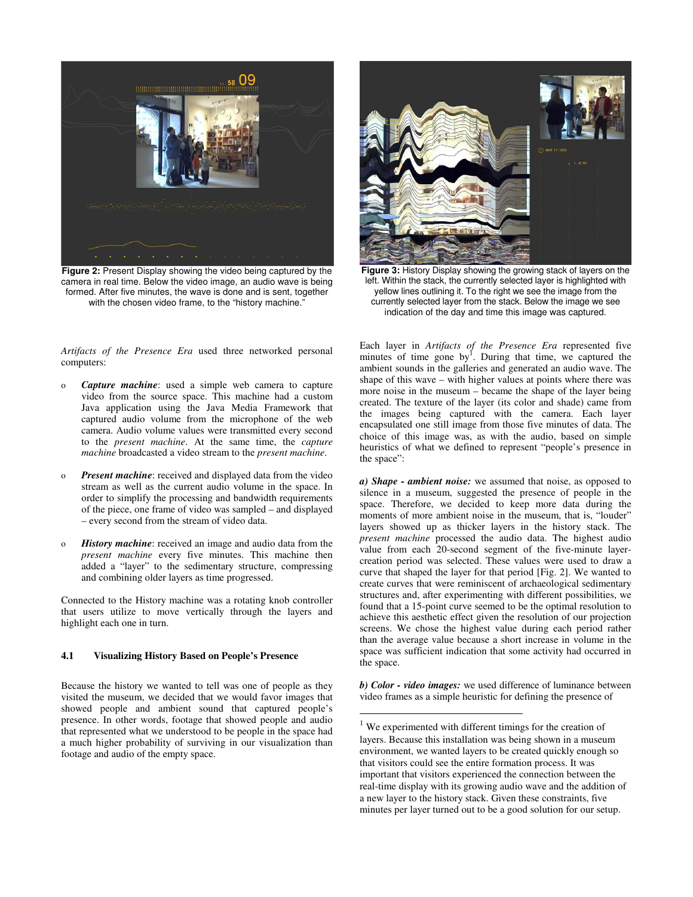Figure 2: Present Display showing the video being captured by the camera in real time. Below the video image, an audio wave is being formed. After five minutes, the wave is done and is sent, together with the chosen video frame, to the "history machine."

Figure 3: History Display showing the growing stack of layers on the left. Within the stack, the currently selected layer is highlighted with yellow lines outlining it. To the right we see the image from the currently selected layer from the stack. Below the image we see indication of the day and time this image was captured.

*Artifacts of the Presence Era* used three networked personal computers:

- ***Capture machine***: used a simple web camera to capture video from the source space. This machine had a custom Java application using the Java Media Framework that captured audio volume from the microphone of the web camera. Audio volume values were transmitted every second to the *present machine*. At the same time, the *capture machine* broadcasted a video stream to the *present machine*.
- ***Present machine***: received and displayed data from the video stream as well as the current audio volume in the space. In order to simplify the processing and bandwidth requirements of the piece, one frame of video was sampled – and displayed – every second from the stream of video data.
- ***History machine***: received an image and audio data from the *present machine* every five minutes. This machine then added a "layer" to the sedimentary structure, compressing and combining older layers as time progressed.

Connected to the History machine was a rotating knob controller that users utilize to move vertically through the layers and highlight each one in turn.

### 4.1 Visualizing History Based on People's Presence

Because the history we wanted to tell was one of people as they visited the museum, we decided that we would favor images that showed people and ambient sound that captured people's presence. In other words, footage that showed people and audio that represented what we understood to be people in the space had a much higher probability of surviving in our visualization than footage and audio of the empty space.

Each layer in *Artifacts of the Presence Era* represented five minutes of time gone by[1]. During that time, we captured the ambient sounds in the galleries and generated an audio wave. The shape of this wave – with higher values at points where there was more noise in the museum – became the shape of the layer being created. The texture of the layer (its color and shade) came from the images being captured with the camera. Each layer encapsulated one still image from those five minutes of data. The choice of this image was, as with the audio, based on simple heuristics of what we defined to represent "people's presence in the space":

***a) Shape - ambient noise:*** we assumed that noise, as opposed to silence in a museum, suggested the presence of people in the space. Therefore, we decided to keep more data during the moments of more ambient noise in the museum, that is, "louder" layers showed up as thicker layers in the history stack. The *present machine* processed the audio data. The highest audio value from each 20-second segment of the five-minute layer-creation period was selected. These values were used to draw a curve that shaped the layer for that period [Fig. 2]. We wanted to create curves that were reminiscent of archaeological sedimentary structures and, after experimenting with different possibilities, we found that a 15-point curve seemed to be the optimal resolution to achieve this aesthetic effect given the resolution of our projection screens. We chose the highest value during each period rather than the average value because a short increase in volume in the space was sufficient indication that some activity had occurred in the space.

***b) Color - video images:*** we used difference of luminance between video frames as a simple heuristic for defining the presence of

[1] We experimented with different timings for the creation of layers. Because this installation was being shown in a museum environment, we wanted layers to be created quickly enough so that visitors could see the entire formation process. It was important that visitors experienced the connection between the real-time display with its growing audio wave and the addition of a new layer to the history stack. Given these constraints, five minutes per layer turned out to be a good solution for our setup.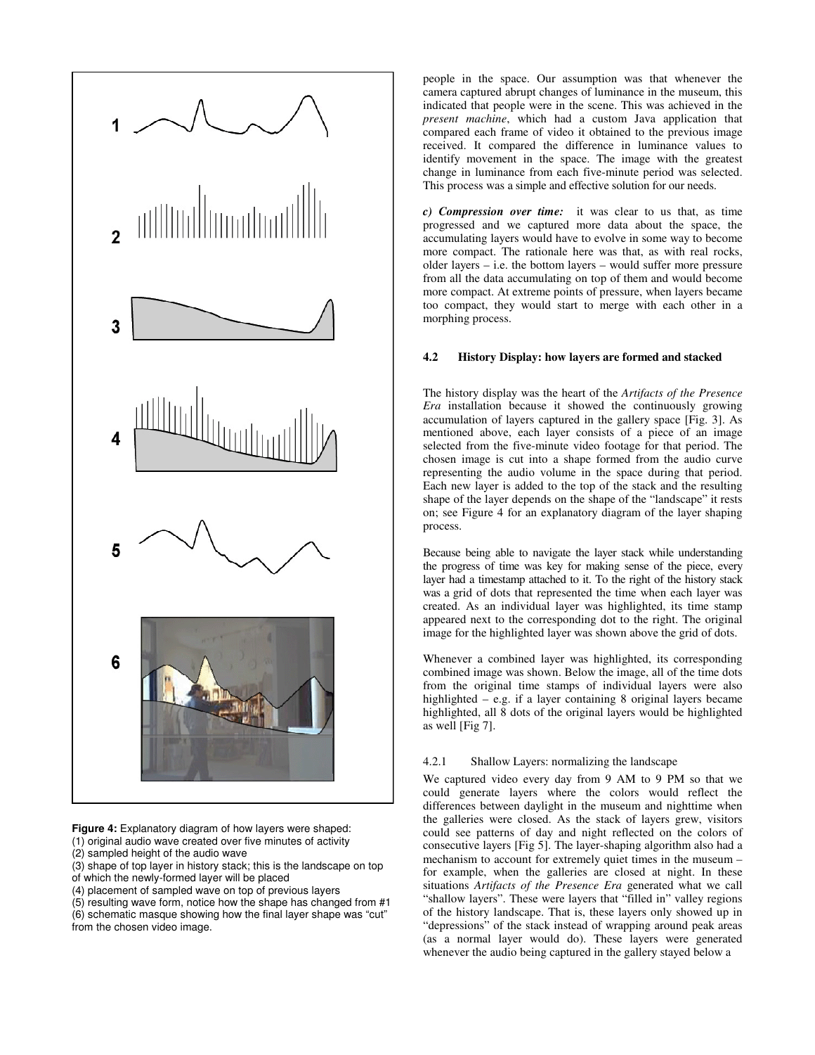1

2

3

4

5

6

**Figure 4:** Explanatory diagram of how layers were shaped:
(1) original audio wave created over five minutes of activity
(2) sampled height of the audio wave
(3) shape of top layer in history stack; this is the landscape on top of which the newly-formed layer will be placed
(4) placement of sampled wave on top of previous layers
(5) resulting wave form, notice how the shape has changed from #1
(6) schematic masque showing how the final layer shape was "cut" from the chosen video image.

people in the space. Our assumption was that whenever the camera captured abrupt changes of luminance in the museum, this indicated that people were in the scene. This was achieved in the *present machine*, which had a custom Java application that compared each frame of video it obtained to the previous image received. It compared the difference in luminance values to identify movement in the space. The image with the greatest change in luminance from each five-minute period was selected. This process was a simple and effective solution for our needs.

***c) Compression over time:*** it was clear to us that, as time progressed and we captured more data about the space, the accumulating layers would have to evolve in some way to become more compact. The rationale here was that, as with real rocks, older layers – i.e. the bottom layers – would suffer more pressure from all the data accumulating on top of them and would become more compact. At extreme points of pressure, when layers became too compact, they would start to merge with each other in a morphing process.

### 4.2 History Display: how layers are formed and stacked

The history display was the heart of the *Artifacts of the Presence Era* installation because it showed the continuously growing accumulation of layers captured in the gallery space [Fig. 3]. As mentioned above, each layer consists of a piece of an image selected from the five-minute video footage for that period. The chosen image is cut into a shape formed from the audio curve representing the audio volume in the space during that period. Each new layer is added to the top of the stack and the resulting shape of the layer depends on the shape of the "landscape" it rests on; see Figure 4 for an explanatory diagram of the layer shaping process.

Because being able to navigate the layer stack while understanding the progress of time was key for making sense of the piece, every layer had a timestamp attached to it. To the right of the history stack was a grid of dots that represented the time when each layer was created. As an individual layer was highlighted, its time stamp appeared next to the corresponding dot to the right. The original image for the highlighted layer was shown above the grid of dots.

Whenever a combined layer was highlighted, its corresponding combined image was shown. Below the image, all of the time dots from the original time stamps of individual layers were also highlighted – e.g. if a layer containing 8 original layers became highlighted, all 8 dots of the original layers would be highlighted as well [Fig 7].

#### 4.2.1 Shallow Layers: normalizing the landscape

We captured video every day from 9 AM to 9 PM so that we could generate layers where the colors would reflect the differences between daylight in the museum and nighttime when the galleries were closed. As the stack of layers grew, visitors could see patterns of day and night reflected on the colors of consecutive layers [Fig 5]. The layer-shaping algorithm also had a mechanism to account for extremely quiet times in the museum – for example, when the galleries are closed at night. In these situations *Artifacts of the Presence Era* generated what we call "shallow layers". These were layers that "filled in" valley regions of the history landscape. That is, these layers only showed up in "depressions" of the stack instead of wrapping around peak areas (as a normal layer would do). These layers were generated whenever the audio being captured in the gallery stayed below a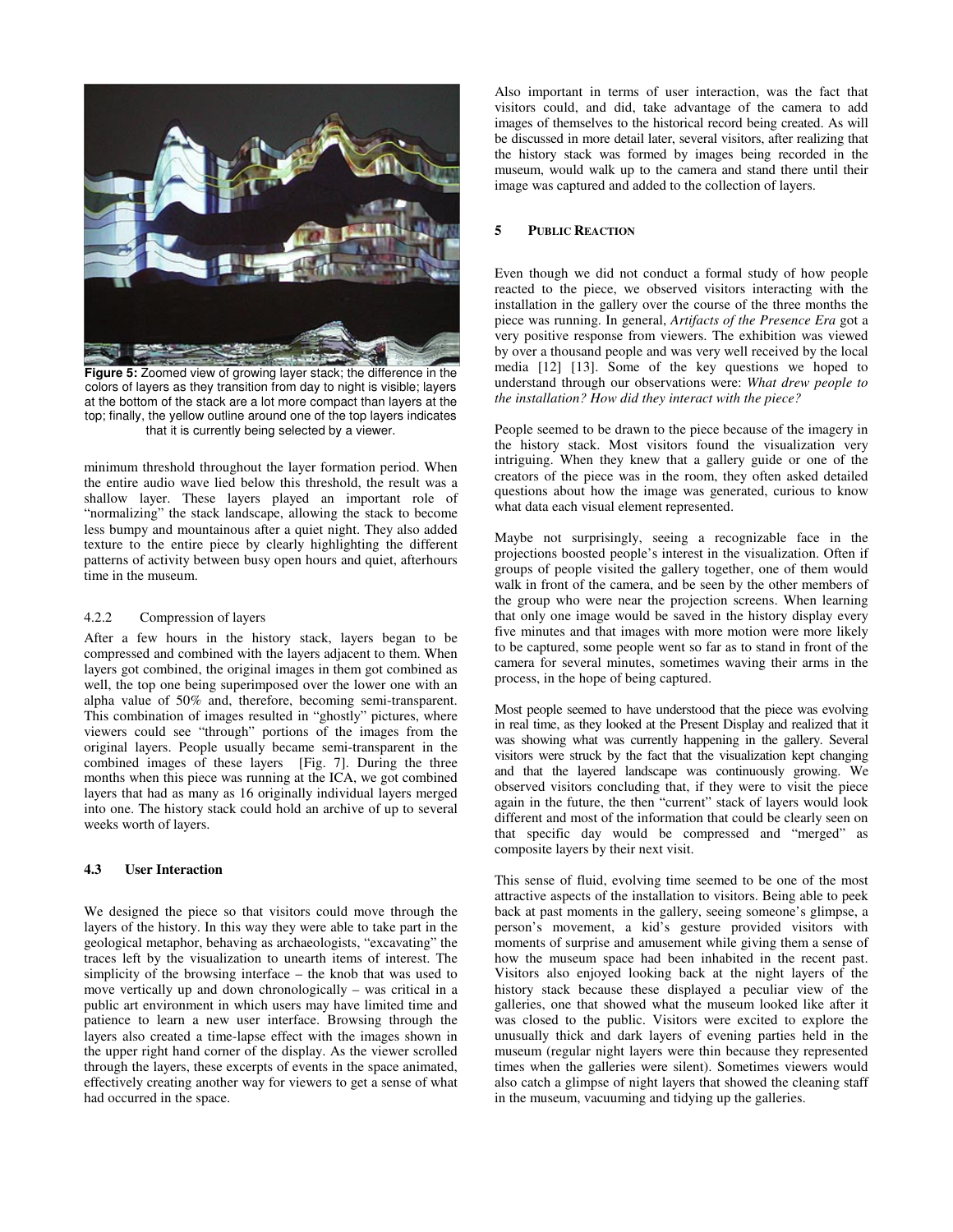**Figure 5:** Zoomed view of growing layer stack; the difference in the colors of layers as they transition from day to night is visible; layers at the bottom of the stack are a lot more compact than layers at the top; finally, the yellow outline around one of the top layers indicates that it is currently being selected by a viewer.

minimum threshold throughout the layer formation period. When the entire audio wave lied below this threshold, the result was a shallow layer. These layers played an important role of "normalizing" the stack landscape, allowing the stack to become less bumpy and mountainous after a quiet night. They also added texture to the entire piece by clearly highlighting the different patterns of activity between busy open hours and quiet, afterhours time in the museum.

#### 4.2.2 Compression of layers

After a few hours in the history stack, layers began to be compressed and combined with the layers adjacent to them. When layers got combined, the original images in them got combined as well, the top one being superimposed over the lower one with an alpha value of 50% and, therefore, becoming semi-transparent. This combination of images resulted in "ghostly" pictures, where viewers could see "through" portions of the images from the original layers. People usually became semi-transparent in the combined images of these layers [Fig. 7]. During the three months when this piece was running at the ICA, we got combined layers that had as many as 16 originally individual layers merged into one. The history stack could hold an archive of up to several weeks worth of layers.

### 4.3 User Interaction

We designed the piece so that visitors could move through the layers of the history. In this way they were able to take part in the geological metaphor, behaving as archaeologists, "excavating" the traces left by the visualization to unearth items of interest. The simplicity of the browsing interface – the knob that was used to move vertically up and down chronologically – was critical in a public art environment in which users may have limited time and patience to learn a new user interface. Browsing through the layers also created a time-lapse effect with the images shown in the upper right hand corner of the display. As the viewer scrolled through the layers, these excerpts of events in the space animated, effectively creating another way for viewers to get a sense of what had occurred in the space.

Also important in terms of user interaction, was the fact that visitors could, and did, take advantage of the camera to add images of themselves to the historical record being created. As will be discussed in more detail later, several visitors, after realizing that the history stack was formed by images being recorded in the museum, would walk up to the camera and stand there until their image was captured and added to the collection of layers.

## 5 PUBLIC REACTION

Even though we did not conduct a formal study of how people reacted to the piece, we observed visitors interacting with the installation in the gallery over the course of the three months the piece was running. In general, *Artifacts of the Presence Era* got a very positive response from viewers. The exhibition was viewed by over a thousand people and was very well received by the local media [12] [13]. Some of the key questions we hoped to understand through our observations were: *What drew people to the installation? How did they interact with the piece?*

People seemed to be drawn to the piece because of the imagery in the history stack. Most visitors found the visualization very intriguing. When they knew that a gallery guide or one of the creators of the piece was in the room, they often asked detailed questions about how the image was generated, curious to know what data each visual element represented.

Maybe not surprisingly, seeing a recognizable face in the projections boosted people's interest in the visualization. Often if groups of people visited the gallery together, one of them would walk in front of the camera, and be seen by the other members of the group who were near the projection screens. When learning that only one image would be saved in the history display every five minutes and that images with more motion were more likely to be captured, some people went so far as to stand in front of the camera for several minutes, sometimes waving their arms in the process, in the hope of being captured.

Most people seemed to have understood that the piece was evolving in real time, as they looked at the Present Display and realized that it was showing what was currently happening in the gallery. Several visitors were struck by the fact that the visualization kept changing and that the layered landscape was continuously growing. We observed visitors concluding that, if they were to visit the piece again in the future, the then "current" stack of layers would look different and most of the information that could be clearly seen on that specific day would be compressed and "merged" as composite layers by their next visit.

This sense of fluid, evolving time seemed to be one of the most attractive aspects of the installation to visitors. Being able to peek back at past moments in the gallery, seeing someone's glimpse, a person's movement, a kid's gesture provided visitors with moments of surprise and amusement while giving them a sense of how the museum space had been inhabited in the recent past. Visitors also enjoyed looking back at the night layers of the history stack because these displayed a peculiar view of the galleries, one that showed what the museum looked like after it was closed to the public. Visitors were excited to explore the unusually thick and dark layers of evening parties held in the museum (regular night layers were thin because they represented times when the galleries were silent). Sometimes viewers would also catch a glimpse of night layers that showed the cleaning staff in the museum, vacuuming and tidying up the galleries.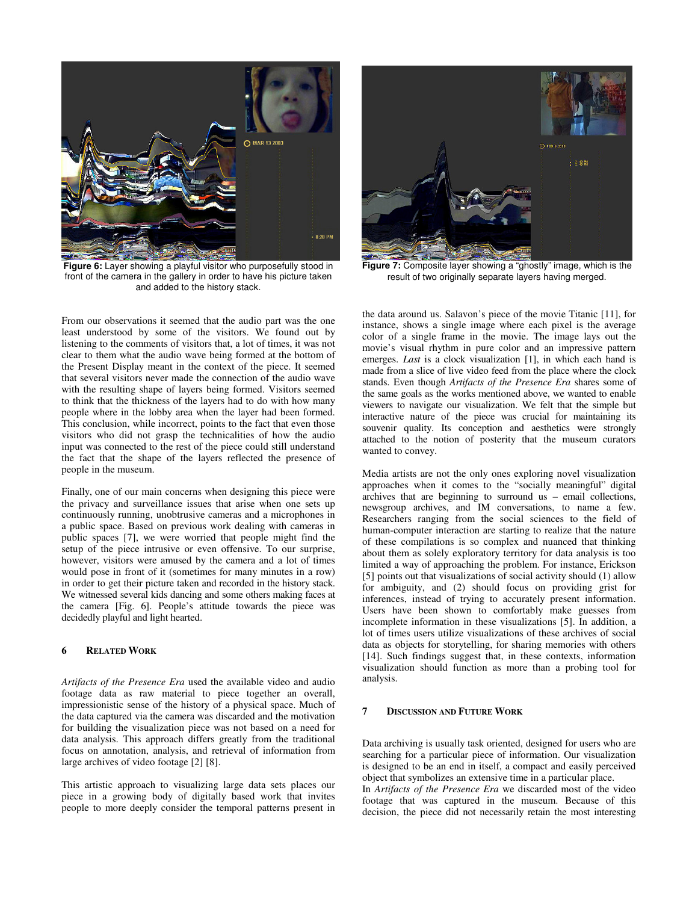**Figure 6:** Layer showing a playful visitor who purposefully stood in front of the camera in the gallery in order to have his picture taken and added to the history stack.

**Figure 7:** Composite layer showing a "ghostly" image, which is the result of two originally separate layers having merged.

From our observations it seemed that the audio part was the one least understood by some of the visitors. We found out by listening to the comments of visitors that, a lot of times, it was not clear to them what the audio wave being formed at the bottom of the Present Display meant in the context of the piece. It seemed that several visitors never made the connection of the audio wave with the resulting shape of layers being formed. Visitors seemed to think that the thickness of the layers had to do with how many people where in the lobby area when the layer had been formed. This conclusion, while incorrect, points to the fact that even those visitors who did not grasp the technicalities of how the audio input was connected to the rest of the piece could still understand the fact that the shape of the layers reflected the presence of people in the museum.

Finally, one of our main concerns when designing this piece were the privacy and surveillance issues that arise when one sets up continuously running, unobtrusive cameras and a microphones in a public space. Based on previous work dealing with cameras in public spaces [7], we were worried that people might find the setup of the piece intrusive or even offensive. To our surprise, however, visitors were amused by the camera and a lot of times would pose in front of it (sometimes for many minutes in a row) in order to get their picture taken and recorded in the history stack. We witnessed several kids dancing and some others making faces at the camera [Fig. 6]. People's attitude towards the piece was decidedly playful and light hearted.

## 6 Related Work

*Artifacts of the Presence Era* used the available video and audio footage data as raw material to piece together an overall, impressionistic sense of the history of a physical space. Much of the data captured via the camera was discarded and the motivation for building the visualization piece was not based on a need for data analysis. This approach differs greatly from the traditional focus on annotation, analysis, and retrieval of information from large archives of video footage [2] [8].

This artistic approach to visualizing large data sets places our piece in a growing body of digitally based work that invites people to more deeply consider the temporal patterns present in the data around us. Salavon's piece of the movie Titanic [11], for instance, shows a single image where each pixel is the average color of a single frame in the movie. The image lays out the movie's visual rhythm in pure color and an impressive pattern emerges. *Last* is a clock visualization [1], in which each hand is made from a slice of live video feed from the place where the clock stands. Even though *Artifacts of the Presence Era* shares some of the same goals as the works mentioned above, we wanted to enable viewers to navigate our visualization. We felt that the simple but interactive nature of the piece was crucial for maintaining its souvenir quality. Its conception and aesthetics were strongly attached to the notion of posterity that the museum curators wanted to convey.

Media artists are not the only ones exploring novel visualization approaches when it comes to the "socially meaningful" digital archives that are beginning to surround us – email collections, newsgroup archives, and IM conversations, to name a few. Researchers ranging from the social sciences to the field of human-computer interaction are starting to realize that the nature of these compilations is so complex and nuanced that thinking about them as solely exploratory territory for data analysis is too limited a way of approaching the problem. For instance, Erickson [5] points out that visualizations of social activity should (1) allow for ambiguity, and (2) should focus on providing grist for inferences, instead of trying to accurately present information. Users have been shown to comfortably make guesses from incomplete information in these visualizations [5]. In addition, a lot of times users utilize visualizations of these archives of social data as objects for storytelling, for sharing memories with others [14]. Such findings suggest that, in these contexts, information visualization should function as more than a probing tool for analysis.

## 7 Discussion and Future Work

Data archiving is usually task oriented, designed for users who are searching for a particular piece of information. Our visualization is designed to be an end in itself, a compact and easily perceived object that symbolizes an extensive time in a particular place.
In *Artifacts of the Presence Era* we discarded most of the video footage that was captured in the museum. Because of this decision, the piece did not necessarily retain the most interesting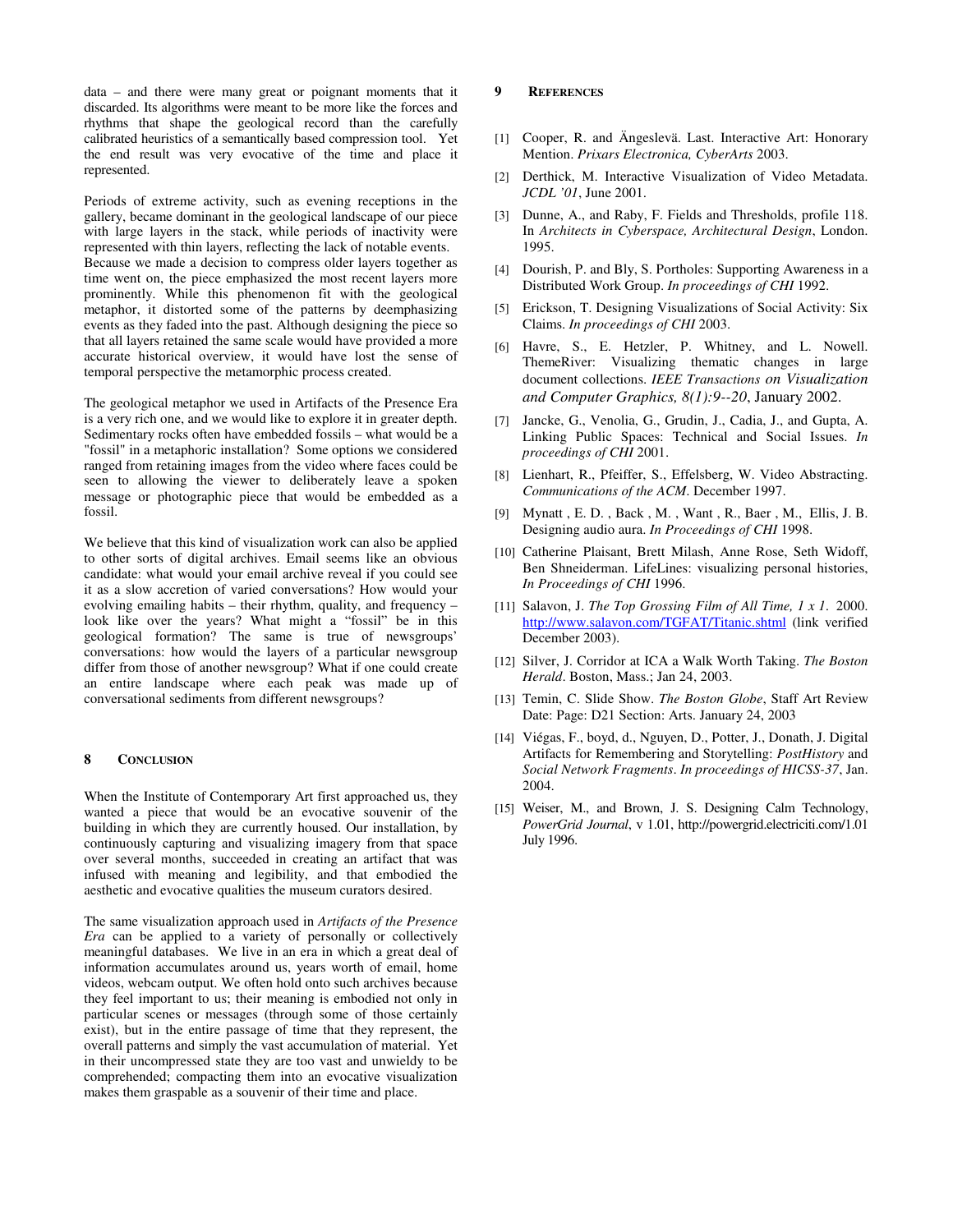data – and there were many great or poignant moments that it discarded. Its algorithms were meant to be more like the forces and rhythms that shape the geological record than the carefully calibrated heuristics of a semantically based compression tool. Yet the end result was very evocative of the time and place it represented.

Periods of extreme activity, such as evening receptions in the gallery, became dominant in the geological landscape of our piece with large layers in the stack, while periods of inactivity were represented with thin layers, reflecting the lack of notable events. Because we made a decision to compress older layers together as time went on, the piece emphasized the most recent layers more prominently. While this phenomenon fit with the geological metaphor, it distorted some of the patterns by deemphasizing events as they faded into the past. Although designing the piece so that all layers retained the same scale would have provided a more accurate historical overview, it would have lost the sense of temporal perspective the metamorphic process created.

The geological metaphor we used in Artifacts of the Presence Era is a very rich one, and we would like to explore it in greater depth. Sedimentary rocks often have embedded fossils – what would be a "fossil" in a metaphoric installation? Some options we considered ranged from retaining images from the video where faces could be seen to allowing the viewer to deliberately leave a spoken message or photographic piece that would be embedded as a fossil.

We believe that this kind of visualization work can also be applied to other sorts of digital archives. Email seems like an obvious candidate: what would your email archive reveal if you could see it as a slow accretion of varied conversations? How would your evolving emailing habits – their rhythm, quality, and frequency – look like over the years? What might a "fossil" be in this geological formation? The same is true of newsgroups' conversations: how would the layers of a particular newsgroup differ from those of another newsgroup? What if one could create an entire landscape where each peak was made up of conversational sediments from different newsgroups?

## 8 Conclusion

When the Institute of Contemporary Art first approached us, they wanted a piece that would be an evocative souvenir of the building in which they are currently housed. Our installation, by continuously capturing and visualizing imagery from that space over several months, succeeded in creating an artifact that was infused with meaning and legibility, and that embodied the aesthetic and evocative qualities the museum curators desired.

The same visualization approach used in *Artifacts of the Presence Era* can be applied to a variety of personally or collectively meaningful databases. We live in an era in which a great deal of information accumulates around us, years worth of email, home videos, webcam output. We often hold onto such archives because they feel important to us; their meaning is embodied not only in particular scenes or messages (through some of those certainly exist), but in the entire passage of time that they represent, the overall patterns and simply the vast accumulation of material. Yet in their uncompressed state they are too vast and unwieldy to be comprehended; compacting them into an evocative visualization makes them graspable as a souvenir of their time and place.

## 9 References

[1] Cooper, R. and Ängeslevä. Last. Interactive Art: Honorary Mention. *Prixars Electronica, CyberArts* 2003.

[2] Derthick, M. Interactive Visualization of Video Metadata. *JCDL '01*, June 2001.

[3] Dunne, A., and Raby, F. Fields and Thresholds, profile 118. In *Architects in Cyberspace, Architectural Design*, London. 1995.

[4] Dourish, P. and Bly, S. Portholes: Supporting Awareness in a Distributed Work Group. *In proceedings of CHI* 1992.

[5] Erickson, T. Designing Visualizations of Social Activity: Six Claims. *In proceedings of CHI* 2003.

[6] Havre, S., E. Hetzler, P. Whitney, and L. Nowell. ThemeRiver: Visualizing thematic changes in large document collections. *IEEE Transactions on Visualization and Computer Graphics, 8(1):9--20*, January 2002.

[7] Jancke, G., Venolia, G., Grudin, J., Cadia, J., and Gupta, A. Linking Public Spaces: Technical and Social Issues. *In proceedings of CHI* 2001.

[8] Lienhart, R., Pfeiffer, S., Effelsberg, W. Video Abstracting. *Communications of the ACM*. December 1997.

[9] Mynatt , E. D. , Back , M. , Want , R., Baer , M., Ellis, J. B. Designing audio aura. *In Proceedings of CHI* 1998.

[10] Catherine Plaisant, Brett Milash, Anne Rose, Seth Widoff, Ben Shneiderman. LifeLines: visualizing personal histories, *In Proceedings of CHI* 1996.

[11] Salavon, J. *The Top Grossing Film of All Time, 1 x 1*. 2000. http://www.salavon.com/TGFAT/Titanic.shtml (link verified December 2003).

[12] Silver, J. Corridor at ICA a Walk Worth Taking. *The Boston Herald*. Boston, Mass.; Jan 24, 2003.

[13] Temin, C. Slide Show. *The Boston Globe*, Staff Art Review Date: Page: D21 Section: Arts. January 24, 2003

[14] Viégas, F., boyd, d., Nguyen, D., Potter, J., Donath, J. Digital Artifacts for Remembering and Storytelling: *PostHistory* and *Social Network Fragments*. *In proceedings of HICSS-37*, Jan. 2004.

[15] Weiser, M., and Brown, J. S. Designing Calm Technology, *PowerGrid Journal*, v 1.01, http://powergrid.electriciti.com/1.01 July 1996.